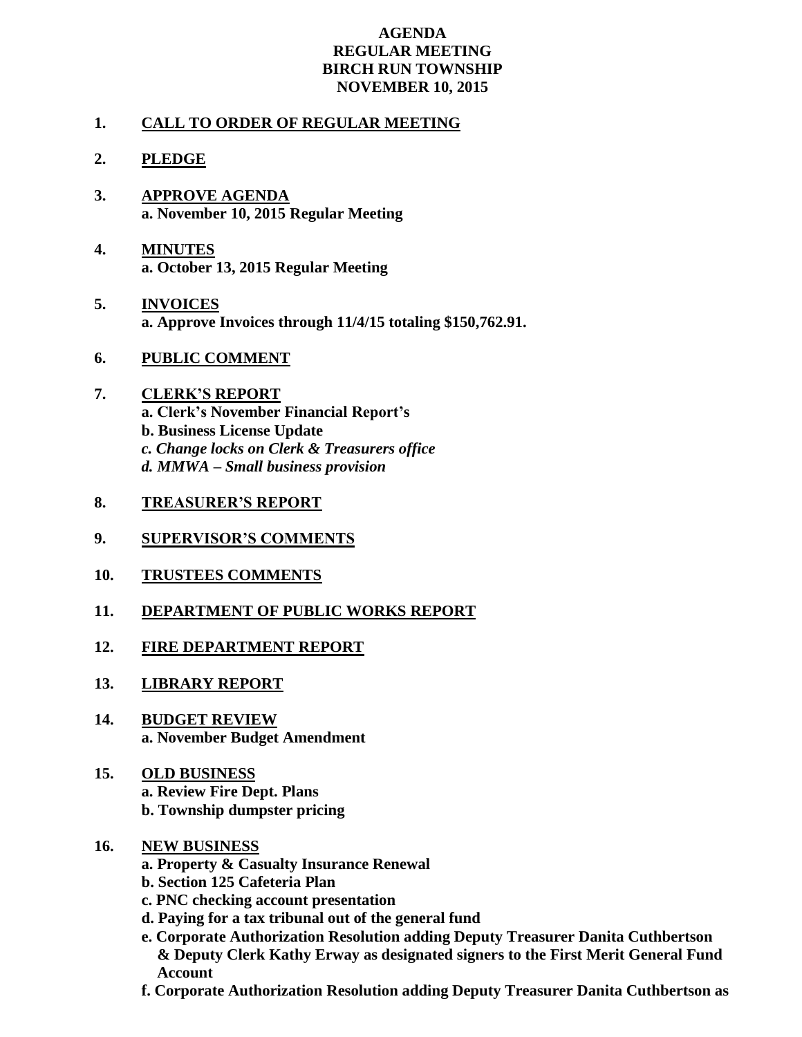**AGENDA**
**REGULAR MEETING**
**BIRCH RUN TOWNSHIP**
**NOVEMBER 10, 2015**

1. **CALL TO ORDER OF REGULAR MEETING**

2. **PLEDGE**

3. **APPROVE AGENDA**
   **a. November 10, 2015 Regular Meeting**

4. **MINUTES**
   **a. October 13, 2015 Regular Meeting**

5. **INVOICES**
   **a. Approve Invoices through 11/4/15 totaling $150,762.91.**

6. **PUBLIC COMMENT**

7. **CLERK'S REPORT**
   **a. Clerk's November Financial Report's**
   **b. Business License Update**
   ***c. Change locks on Clerk & Treasurers office***
   ***d. MMWA – Small business provision***

8. **TREASURER'S REPORT**

9. **SUPERVISOR'S COMMENTS**

10. **TRUSTEES COMMENTS**

11. **DEPARTMENT OF PUBLIC WORKS REPORT**

12. **FIRE DEPARTMENT REPORT**

13. **LIBRARY REPORT**

14. **BUDGET REVIEW**
    **a. November Budget Amendment**

15. **OLD BUSINESS**
    **a. Review Fire Dept. Plans**
    **b. Township dumpster pricing**

16. **NEW BUSINESS**
    **a. Property & Casualty Insurance Renewal**
    **b. Section 125 Cafeteria Plan**
    **c. PNC checking account presentation**
    **d. Paying for a tax tribunal out of the general fund**
    **e. Corporate Authorization Resolution adding Deputy Treasurer Danita Cuthbertson & Deputy Clerk Kathy Erway as designated signers to the First Merit General Fund Account**
    **f. Corporate Authorization Resolution adding Deputy Treasurer Danita Cuthbertson as**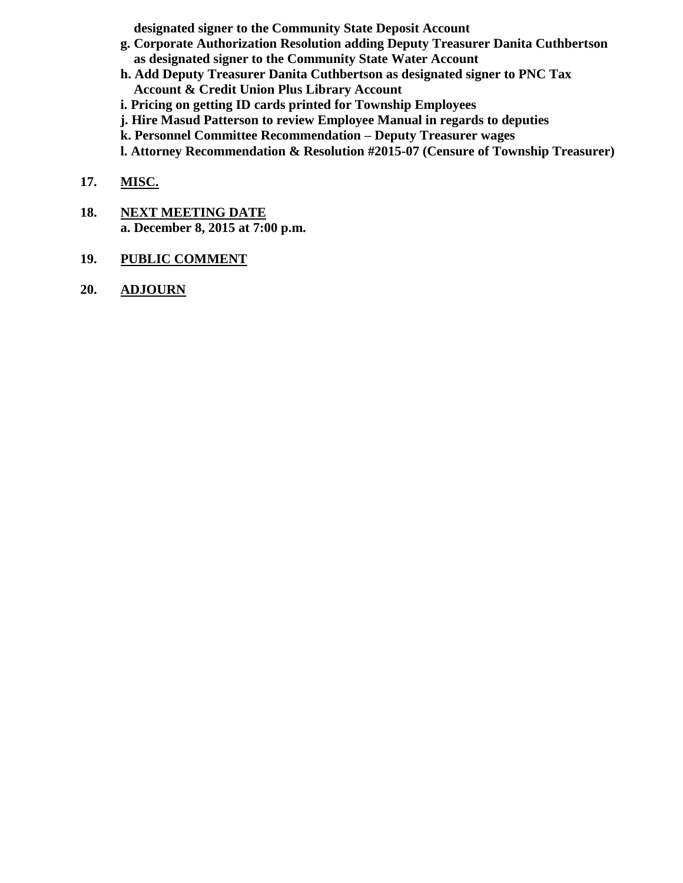**designated signer to the Community State Deposit Account**

- **g. Corporate Authorization Resolution adding Deputy Treasurer Danita Cuthbertson as designated signer to the Community State Water Account**
- **h. Add Deputy Treasurer Danita Cuthbertson as designated signer to PNC Tax Account & Credit Union Plus Library Account**
- **i. Pricing on getting ID cards printed for Township Employees**
- **j. Hire Masud Patterson to review Employee Manual in regards to deputies**
- **k. Personnel Committee Recommendation – Deputy Treasurer wages**
- **l. Attorney Recommendation & Resolution #2015-07 (Censure of Township Treasurer)**

**17. MISC.**

**18. NEXT MEETING DATE**
**a. December 8, 2015 at 7:00 p.m.**

**19. PUBLIC COMMENT**

**20. ADJOURN**